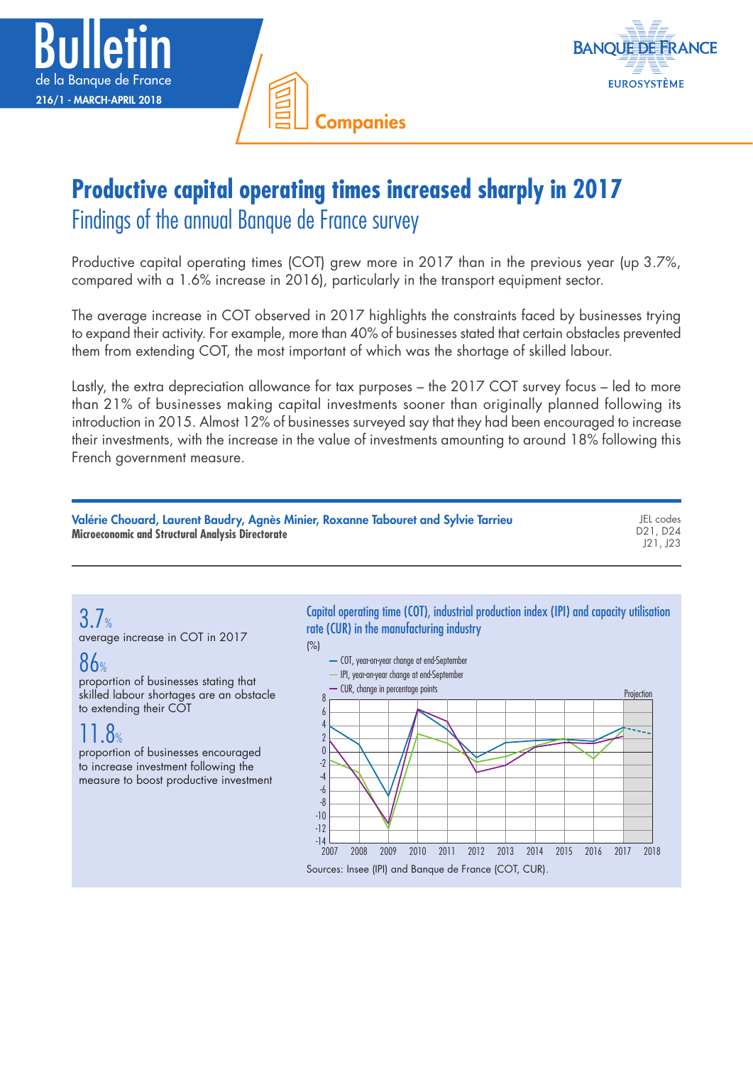Bulletin
de la Banque de France
216/1 - MARCH-APRIL 2018

BANQUE DE FRANCE
EUROSYSTÈME

Companies

# Productive capital operating times increased sharply in 2017

## Findings of the annual Banque de France survey

Productive capital operating times (COT) grew more in 2017 than in the previous year (up 3.7%, compared with a 1.6% increase in 2016), particularly in the transport equipment sector.

The average increase in COT observed in 2017 highlights the constraints faced by businesses trying to expand their activity. For example, more than 40% of businesses stated that certain obstacles prevented them from extending COT, the most important of which was the shortage of skilled labour.

Lastly, the extra depreciation allowance for tax purposes – the 2017 COT survey focus – led to more than 21% of businesses making capital investments sooner than originally planned following its introduction in 2015. Almost 12% of businesses surveyed say that they had been encouraged to increase their investments, with the increase in the value of investments amounting to around 18% following this French government measure.

**Valérie Chouard, Laurent Baudry, Agnès Minier, Roxanne Tabouret and Sylvie Tarrieu**
**Microeconomic and Structural Analysis Directorate**

JEL codes
D21, D24
J21, J23

3.7%
average increase in COT in 2017

86%
proportion of businesses stating that skilled labour shortages are an obstacle to extending their COT

11.8%
proportion of businesses encouraged to increase investment following the measure to boost productive investment

Capital operating time (COT), industrial production index (IPI) and capacity utilisation rate (CUR) in the manufacturing industry

(%)

COT, year-on-year change at end-September
IPI, year-on-year change at end-September
CUR, change in percentage points

Projection

8, 6, 4, 2, 0, -2, -4, -6, -8, -10, -12, -14

2007, 2008, 2009, 2010, 2011, 2012, 2013, 2014, 2015, 2016, 2017, 2018

Sources: Insee (IPI) and Banque de France (COT, CUR).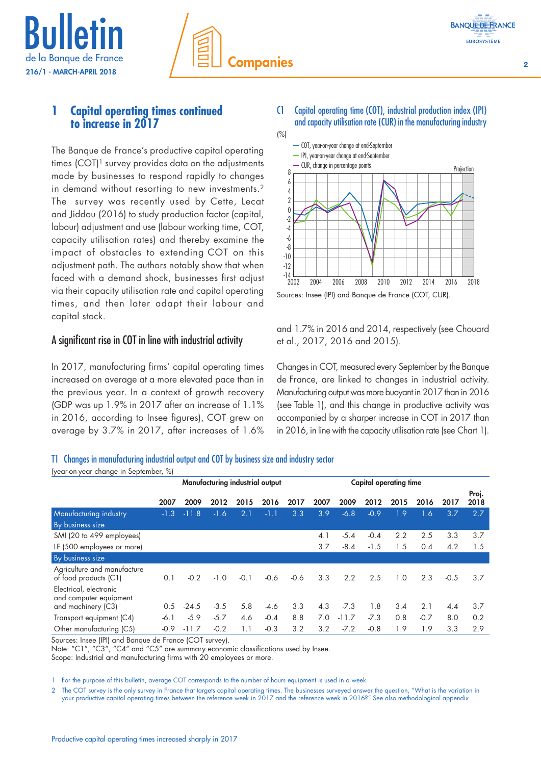# 1 Capital operating times continued to increase in 2017

The Banque de France's productive capital operating times (COT)[1] survey provides data on the adjustments made by businesses to respond rapidly to changes in demand without resorting to new investments.[2] The survey was recently used by Cette, Lecat and Jiddou (2016) to study production factor (capital, labour) adjustment and use (labour working time, COT, capacity utilisation rates) and thereby examine the impact of obstacles to extending COT on this adjustment path. The authors notably show that when faced with a demand shock, businesses first adjust via their capacity utilisation rate and capital operating times, and then later adapt their labour and capital stock.

## A significant rise in COT in line with industrial activity

In 2017, manufacturing firms' capital operating times increased on average at a more elevated pace than in the previous year. In a context of growth recovery (GDP was up 1.9% in 2017 after an increase of 1.1% in 2016, according to Insee figures), COT grew on average by 3.7% in 2017, after increases of 1.6% and 1.7% in 2016 and 2014, respectively (see Chouard et al., 2017, 2016 and 2015).

Changes in COT, measured every September by the Banque de France, are linked to changes in industrial activity. Manufacturing output was more buoyant in 2017 than in 2016 (see Table 1), and this change in productive activity was accompanied by a sharper increase in COT in 2017 than in 2016, in line with the capacity utilisation rate (see Chart 1).

**C1 Capital operating time (COT), industrial production index (IPI) and capacity utilisation rate (CUR) in the manufacturing industry**

(%)

— COT, year-on-year change at end-September
— IPI, year-on-year change at end-September
— CUR, change in percentage points

Projection

8
6
4
2
0
-2
-4
-6
-8
-10
-12
-14

2002 2004 2006 2008 2010 2012 2014 2016 2018

Sources: Insee (IPI) and Banque de France (COT, CUR).

**T1 Changes in manufacturing industrial output and COT by business size and industry sector**

(year-on-year change in September, %)

| | Manufacturing industrial output | | | | | | Capital operating time | | | | | | |
|---|---|---|---|---|---|---|---|---|---|---|---|---|---|
| | 2007 | 2009 | 2012 | 2015 | 2016 | 2017 | 2007 | 2009 | 2012 | 2015 | 2016 | 2017 | Proj. 2018 |
| **Manufacturing industry** | -1.3 | -11.8 | -1.6 | 2.1 | -1.1 | 3.3 | 3.9 | -6.8 | -0.9 | 1.9 | 1.6 | 3.7 | 2.7 |
| **By business size** | | | | | | | | | | | | | |
| SMI (20 to 499 employees) | | | | | | | 4.1 | -5.4 | -0.4 | 2.2 | 2.5 | 3.3 | 3.7 |
| LF (500 employees or more) | | | | | | | 3.7 | -8.4 | -1.5 | 1.5 | 0.4 | 4.2 | 1.5 |
| **By business size** | | | | | | | | | | | | | |
| Agriculture and manufacture of food products (C1) | 0.1 | -0.2 | -1.0 | -0.1 | -0.6 | -0.6 | 3.3 | 2.2 | 2.5 | 1.0 | 2.3 | -0.5 | 3.7 |
| Electrical, electronic and computer equipment and machinery (C3) | 0.5 | -24.5 | -3.5 | 5.8 | -4.6 | 3.3 | 4.3 | -7.3 | 1.8 | 3.4 | 2.1 | 4.4 | 3.7 |
| Transport equipment (C4) | -6.1 | -5.9 | -5.7 | 4.6 | -0.4 | 8.8 | 7.0 | -11.7 | -7.3 | 0.8 | -0.7 | 8.0 | 0.2 |
| Other manufacturing (C5) | -0.9 | -11.7 | -0.2 | 1.1 | -0.3 | 3.2 | 3.2 | -7.2 | -0.8 | 1.9 | 1.9 | 3.3 | 2.9 |

Sources: Insee (IPI) and Banque de France (COT survey).
Note: "C1", "C3", "C4" and "C5" are summary economic classifications used by Insee.
Scope: Industrial and manufacturing firms with 20 employees or more.

1 For the purpose of this bulletin, average COT corresponds to the number of hours equipment is used in a week.

2 The COT survey is the only survey in France that targets capital operating times. The businesses surveyed answer the question, "What is the variation in your productive capital operating times between the reference week in 2017 and the reference week in 2016?" See also methodological appendix.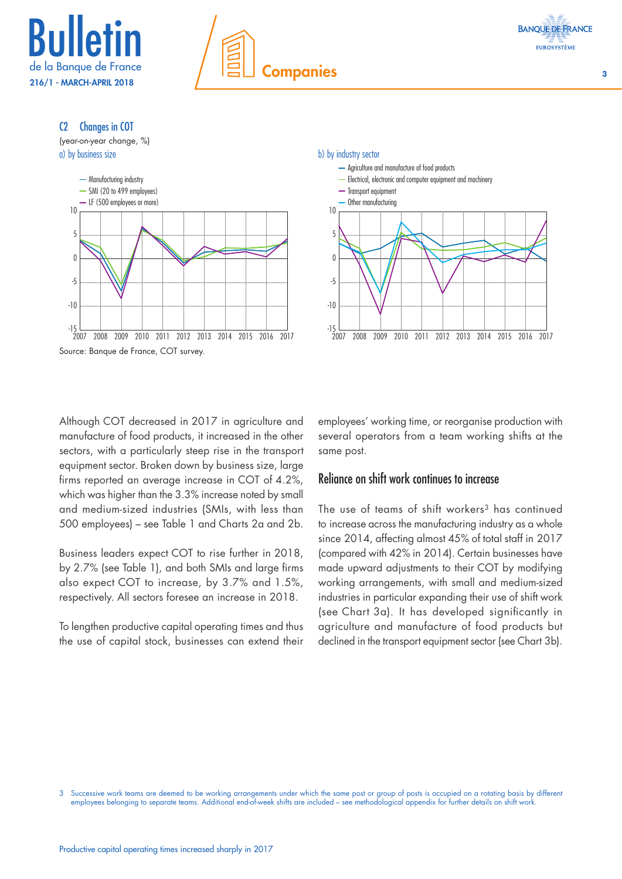C2 Changes in COT

(year-on-year change, %)

a) by business size

- Manufacturing industry
- SMI (20 to 499 employees)
- LF (500 employees or more)

b) by industry sector

- Agriculture and manufacture of food products
- Electrical, electronic and computer equipment and machinery
- Transport equipment
- Other manufacturing

Source: Banque de France, COT survey.

Although COT decreased in 2017 in agriculture and manufacture of food products, it increased in the other sectors, with a particularly steep rise in the transport equipment sector. Broken down by business size, large firms reported an average increase in COT of 4.2%, which was higher than the 3.3% increase noted by small and medium-sized industries (SMIs, with less than 500 employees) – see Table 1 and Charts 2a and 2b.

Business leaders expect COT to rise further in 2018, by 2.7% (see Table 1), and both SMIs and large firms also expect COT to increase, by 3.7% and 1.5%, respectively. All sectors foresee an increase in 2018.

To lengthen productive capital operating times and thus the use of capital stock, businesses can extend their employees' working time, or reorganise production with several operators from a team working shifts at the same post.

## Reliance on shift work continues to increase

The use of teams of shift workers[3] has continued to increase across the manufacturing industry as a whole since 2014, affecting almost 45% of total staff in 2017 (compared with 42% in 2014). Certain businesses have made upward adjustments to their COT by modifying working arrangements, with small and medium-sized industries in particular expanding their use of shift work (see Chart 3a). It has developed significantly in agriculture and manufacture of food products but declined in the transport equipment sector (see Chart 3b).

3 Successive work teams are deemed to be working arrangements under which the same post or group of posts is occupied on a rotating basis by different employees belonging to separate teams. Additional end-of-week shifts are included – see methodological appendix for further details on shift work.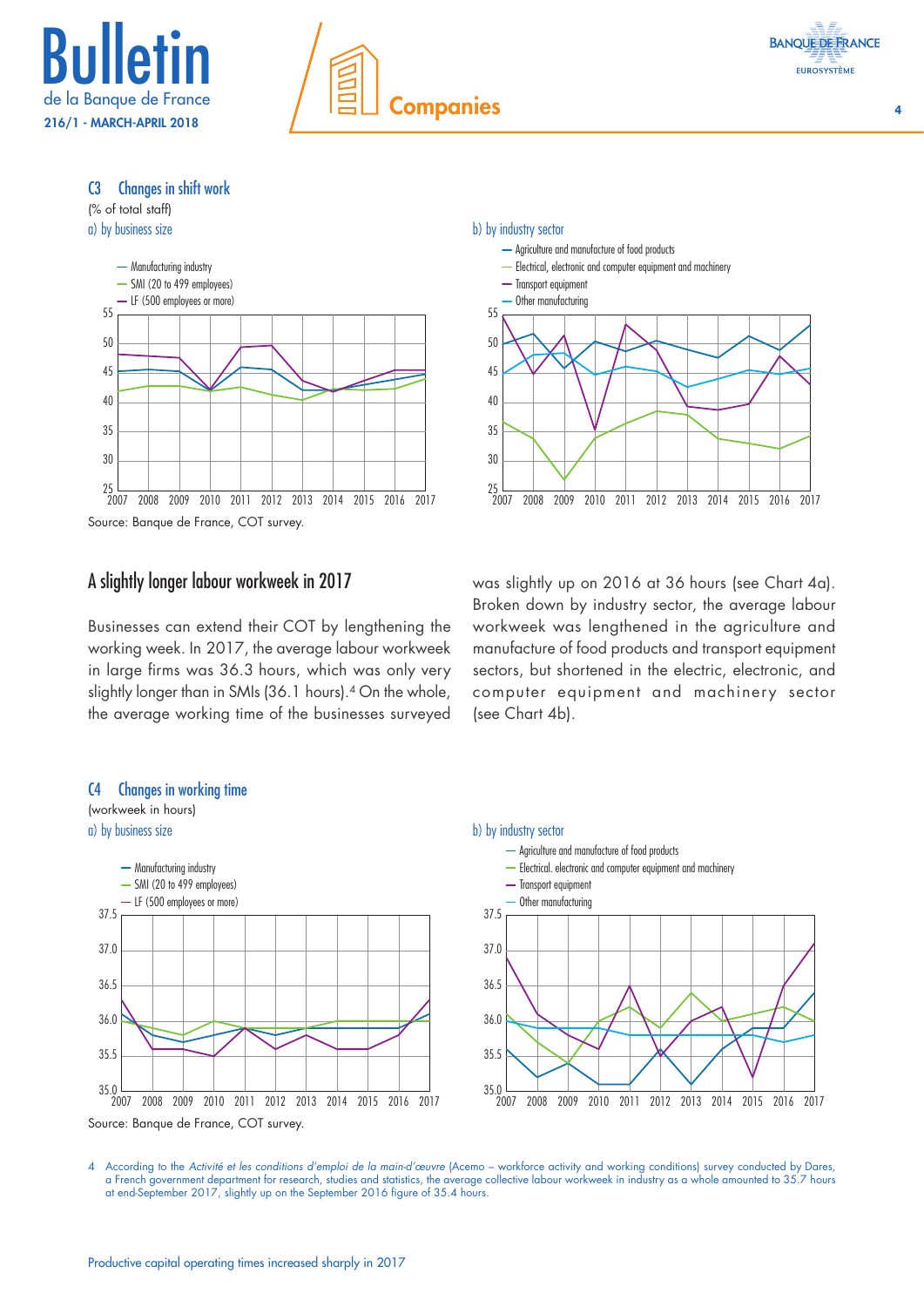### C3 Changes in shift work

(% of total staff)

a) by business size

— Manufacturing industry
— SMI (20 to 499 employees)
— LF (500 employees or more)

55
50
45
40
35
30
25
2007 2008 2009 2010 2011 2012 2013 2014 2015 2016 2017

b) by industry sector

— Agriculture and manufacture of food products
— Electrical, electronic and computer equipment and machinery
— Transport equipment
— Other manufacturing

55
50
45
40
35
30
25
2007 2008 2009 2010 2011 2012 2013 2014 2015 2016 2017

Source: Banque de France, COT survey.

## A slightly longer labour workweek in 2017

Businesses can extend their COT by lengthening the working week. In 2017, the average labour workweek in large firms was 36.3 hours, which was only very slightly longer than in SMIs (36.1 hours).[4] On the whole, the average working time of the businesses surveyed was slightly up on 2016 at 36 hours (see Chart 4a). Broken down by industry sector, the average labour workweek was lengthened in the agriculture and manufacture of food products and transport equipment sectors, but shortened in the electric, electronic, and computer equipment and machinery sector (see Chart 4b).

### C4 Changes in working time

(workweek in hours)

a) by business size

— Manufacturing industry
— SMI (20 to 499 employees)
— LF (500 employees or more)

37.5
37.0
36.5
36.0
35.5
35.0
2007 2008 2009 2010 2011 2012 2013 2014 2015 2016 2017

b) by industry sector

— Agriculture and manufacture of food products
— Electrical, electronic and computer equipment and machinery
— Transport equipment
— Other manufacturing

37.5
37.0
36.5
36.0
35.5
35.0
2007 2008 2009 2010 2011 2012 2013 2014 2015 2016 2017

Source: Banque de France, COT survey.

4 According to the *Activité et les conditions d'emploi de la main-d'œuvre* (Acemo – workforce activity and working conditions) survey conducted by Dares, a French government department for research, studies and statistics, the average collective labour workweek in industry as a whole amounted to 35.7 hours at end-September 2017, slightly up on the September 2016 figure of 35.4 hours.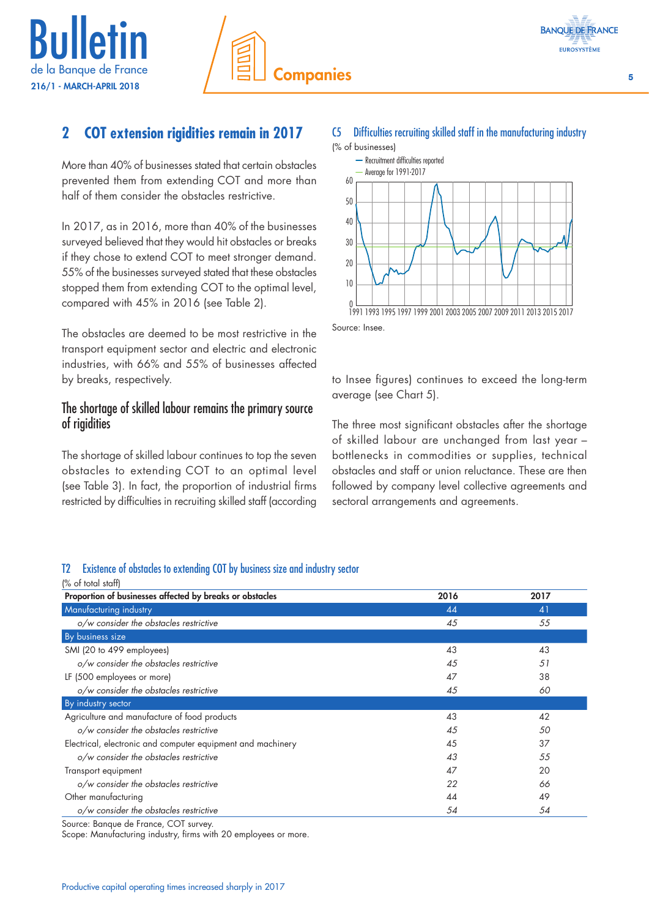## 2 COT extension rigidities remain in 2017

More than 40% of businesses stated that certain obstacles prevented them from extending COT and more than half of them consider the obstacles restrictive.

In 2017, as in 2016, more than 40% of the businesses surveyed believed that they would hit obstacles or breaks if they chose to extend COT to meet stronger demand. 55% of the businesses surveyed stated that these obstacles stopped them from extending COT to the optimal level, compared with 45% in 2016 (see Table 2).

The obstacles are deemed to be most restrictive in the transport equipment sector and electric and electronic industries, with 66% and 55% of businesses affected by breaks, respectively.

### The shortage of skilled labour remains the primary source of rigidities

The shortage of skilled labour continues to top the seven obstacles to extending COT to an optimal level (see Table 3). In fact, the proportion of industrial firms restricted by difficulties in recruiting skilled staff (according to Insee figures) continues to exceed the long-term average (see Chart 5).

The three most significant obstacles after the shortage of skilled labour are unchanged from last year – bottlenecks in commodities or supplies, technical obstacles and staff or union reluctance. These are then followed by company level collective agreements and sectoral arrangements and agreements.

**C5 Difficulties recruiting skilled staff in the manufacturing industry**

(% of businesses)

Recruitment difficulties reported
Average for 1991-2017

60
50
40
30
20
10
0

1991 1993 1995 1997 1999 2001 2003 2005 2007 2009 2011 2013 2015 2017

Source: Insee.

**T2 Existence of obstacles to extending COT by business size and industry sector**

(% of total staff)

| Proportion of businesses affected by breaks or obstacles | 2016 | 2017 |
|---|---|---|
| **Manufacturing industry** | 44 | 41 |
| *o/w consider the obstacles restrictive* | *45* | *55* |
| **By business size** | | |
| SMI (20 to 499 employees) | 43 | 43 |
| *o/w consider the obstacles restrictive* | *45* | *51* |
| LF (500 employees or more) | 47 | 38 |
| *o/w consider the obstacles restrictive* | *45* | *60* |
| **By industry sector** | | |
| Agriculture and manufacture of food products | 43 | 42 |
| *o/w consider the obstacles restrictive* | *45* | *50* |
| Electrical, electronic and computer equipment and machinery | 45 | 37 |
| *o/w consider the obstacles restrictive* | *43* | *55* |
| Transport equipment | 47 | 20 |
| *o/w consider the obstacles restrictive* | *22* | *66* |
| Other manufacturing | 44 | 49 |
| *o/w consider the obstacles restrictive* | *54* | *54* |

Source: Banque de France, COT survey.
Scope: Manufacturing industry, firms with 20 employees or more.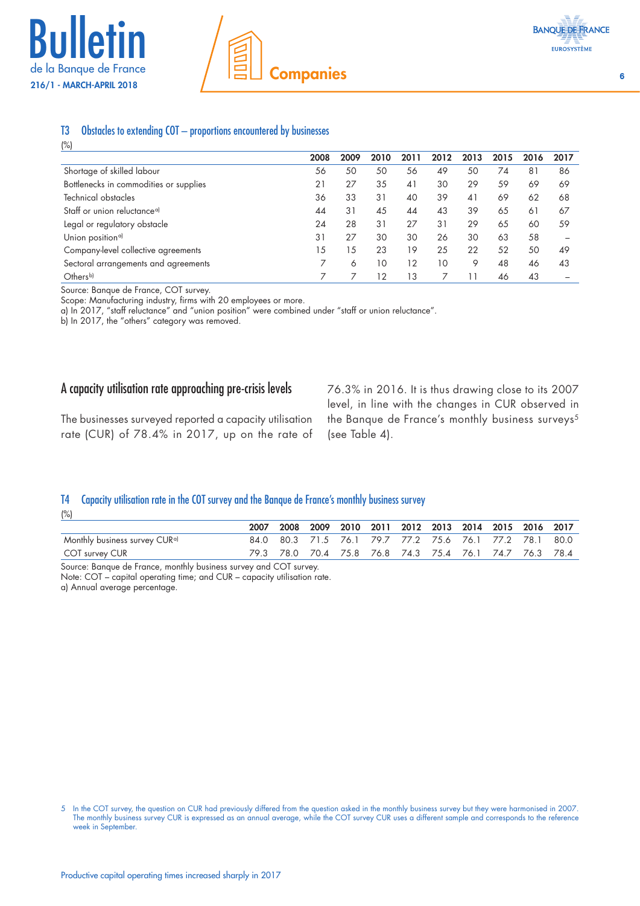### T3 Obstacles to extending COT – proportions encountered by businesses

(%)

| | 2008 | 2009 | 2010 | 2011 | 2012 | 2013 | 2015 | 2016 | 2017 |
|---|---|---|---|---|---|---|---|---|---|
| Shortage of skilled labour | 56 | 50 | 50 | 56 | 49 | 50 | 74 | 81 | 86 |
| Bottlenecks in commodities or supplies | 21 | 27 | 35 | 41 | 30 | 29 | 59 | 69 | 69 |
| Technical obstacles | 36 | 33 | 31 | 40 | 39 | 41 | 69 | 62 | 68 |
| Staff or union reluctance[a] | 44 | 31 | 45 | 44 | 43 | 39 | 65 | 61 | 67 |
| Legal or regulatory obstacle | 24 | 28 | 31 | 27 | 31 | 29 | 65 | 60 | 59 |
| Union position[a] | 31 | 27 | 30 | 30 | 26 | 30 | 63 | 58 | – |
| Company-level collective agreements | 15 | 15 | 23 | 19 | 25 | 22 | 52 | 50 | 49 |
| Sectoral arrangements and agreements | 7 | 6 | 10 | 12 | 10 | 9 | 48 | 46 | 43 |
| Others[b] | 7 | 7 | 12 | 13 | 7 | 11 | 46 | 43 | – |

Source: Banque de France, COT survey.
Scope: Manufacturing industry, firms with 20 employees or more.
a) In 2017, "staff reluctance" and "union position" were combined under "staff or union reluctance".
b) In 2017, the "others" category was removed.

## A capacity utilisation rate approaching pre-crisis levels

The businesses surveyed reported a capacity utilisation rate (CUR) of 78.4% in 2017, up on the rate of 76.3% in 2016. It is thus drawing close to its 2007 level, in line with the changes in CUR observed in the Banque de France's monthly business surveys[5] (see Table 4).

### T4 Capacity utilisation rate in the COT survey and the Banque de France's monthly business survey

(%)

| | 2007 | 2008 | 2009 | 2010 | 2011 | 2012 | 2013 | 2014 | 2015 | 2016 | 2017 |
|---|---|---|---|---|---|---|---|---|---|---|---|
| Monthly business survey CUR[a] | 84.0 | 80.3 | 71.5 | 76.1 | 79.7 | 77.2 | 75.6 | 76.1 | 77.2 | 78.1 | 80.0 |
| COT survey CUR | 79.3 | 78.0 | 70.4 | 75.8 | 76.8 | 74.3 | 75.4 | 76.1 | 74.7 | 76.3 | 78.4 |

Source: Banque de France, monthly business survey and COT survey.
Note: COT – capital operating time; and CUR – capacity utilisation rate.
a) Annual average percentage.

5 In the COT survey, the question on CUR had previously differed from the question asked in the monthly business survey but they were harmonised in 2007. The monthly business survey CUR is expressed as an annual average, while the COT survey CUR uses a different sample and corresponds to the reference week in September.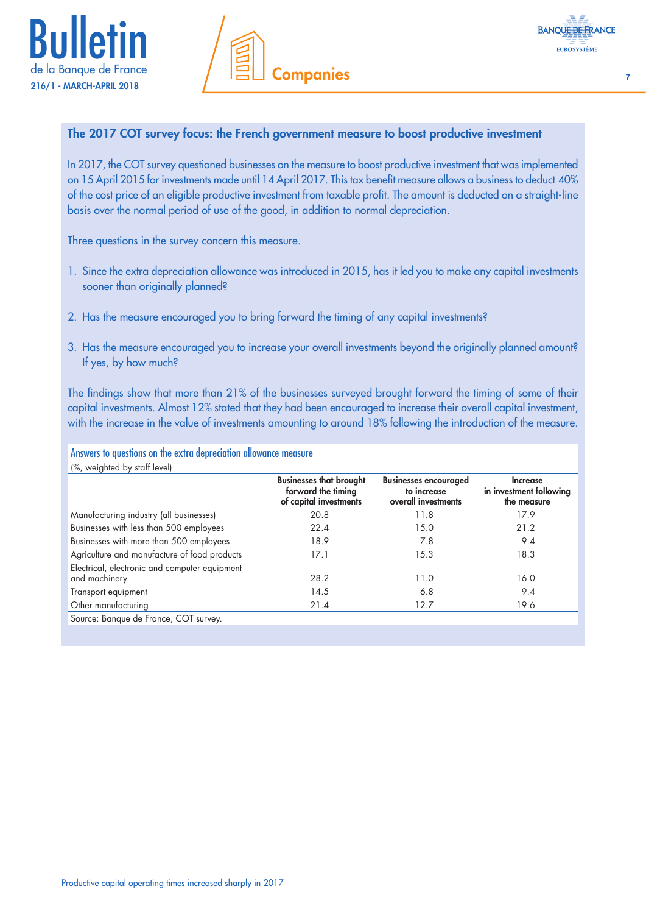## The 2017 COT survey focus: the French government measure to boost productive investment

In 2017, the COT survey questioned businesses on the measure to boost productive investment that was implemented on 15 April 2015 for investments made until 14 April 2017. This tax benefit measure allows a business to deduct 40% of the cost price of an eligible productive investment from taxable profit. The amount is deducted on a straight-line basis over the normal period of use of the good, in addition to normal depreciation.

Three questions in the survey concern this measure.

1. Since the extra depreciation allowance was introduced in 2015, has it led you to make any capital investments sooner than originally planned?
2. Has the measure encouraged you to bring forward the timing of any capital investments?
3. Has the measure encouraged you to increase your overall investments beyond the originally planned amount? If yes, by how much?

The findings show that more than 21% of the businesses surveyed brought forward the timing of some of their capital investments. Almost 12% stated that they had been encouraged to increase their overall capital investment, with the increase in the value of investments amounting to around 18% following the introduction of the measure.

### Answers to questions on the extra depreciation allowance measure

(%, weighted by staff level)

| | Businesses that brought forward the timing of capital investments | Businesses encouraged to increase overall investments | Increase in investment following the measure |
|---|---|---|---|
| Manufacturing industry (all businesses) | 20.8 | 11.8 | 17.9 |
| Businesses with less than 500 employees | 22.4 | 15.0 | 21.2 |
| Businesses with more than 500 employees | 18.9 | 7.8 | 9.4 |
| Agriculture and manufacture of food products | 17.1 | 15.3 | 18.3 |
| Electrical, electronic and computer equipment and machinery | 28.2 | 11.0 | 16.0 |
| Transport equipment | 14.5 | 6.8 | 9.4 |
| Other manufacturing | 21.4 | 12.7 | 19.6 |

Source: Banque de France, COT survey.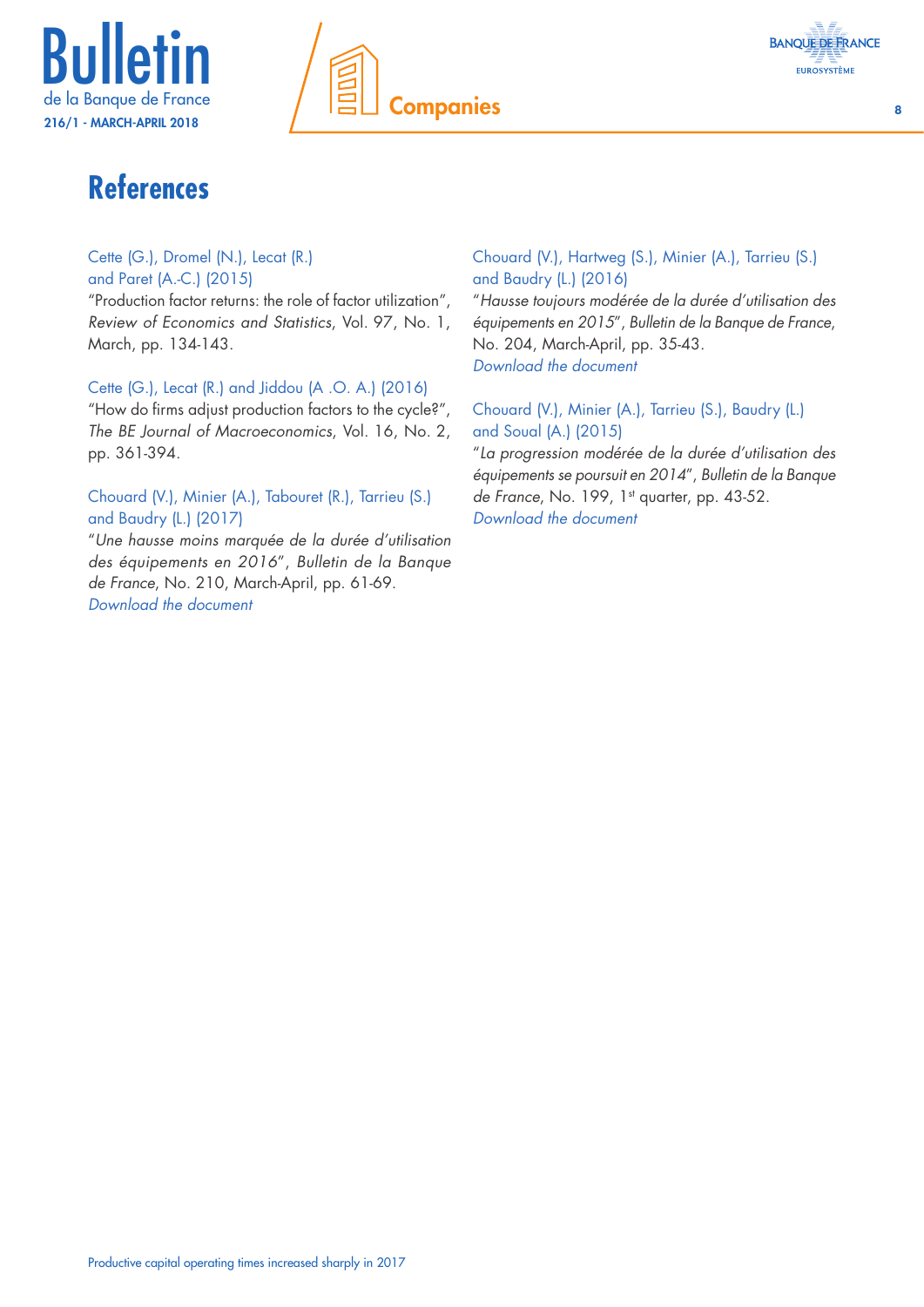# References

Cette (G.), Dromel (N.), Lecat (R.) and Paret (A.-C.) (2015)
"Production factor returns: the role of factor utilization", *Review of Economics and Statistics*, Vol. 97, No. 1, March, pp. 134-143.

Cette (G.), Lecat (R.) and Jiddou (A .O. A.) (2016)
"How do firms adjust production factors to the cycle?", *The BE Journal of Macroeconomics*, Vol. 16, No. 2, pp. 361-394.

Chouard (V.), Minier (A.), Tabouret (R.), Tarrieu (S.) and Baudry (L.) (2017)
"*Une hausse moins marquée de la durée d'utilisation des équipements en 2016*", *Bulletin de la Banque de France*, No. 210, March-April, pp. 61-69.
*Download the document*

Chouard (V.), Hartweg (S.), Minier (A.), Tarrieu (S.) and Baudry (L.) (2016)
"*Hausse toujours modérée de la durée d'utilisation des équipements en 2015*", *Bulletin de la Banque de France*, No. 204, March-April, pp. 35-43.
*Download the document*

Chouard (V.), Minier (A.), Tarrieu (S.), Baudry (L.) and Soual (A.) (2015)
"*La progression modérée de la durée d'utilisation des équipements se poursuit en 2014*", *Bulletin de la Banque de France*, No. 199, 1st quarter, pp. 43-52.
*Download the document*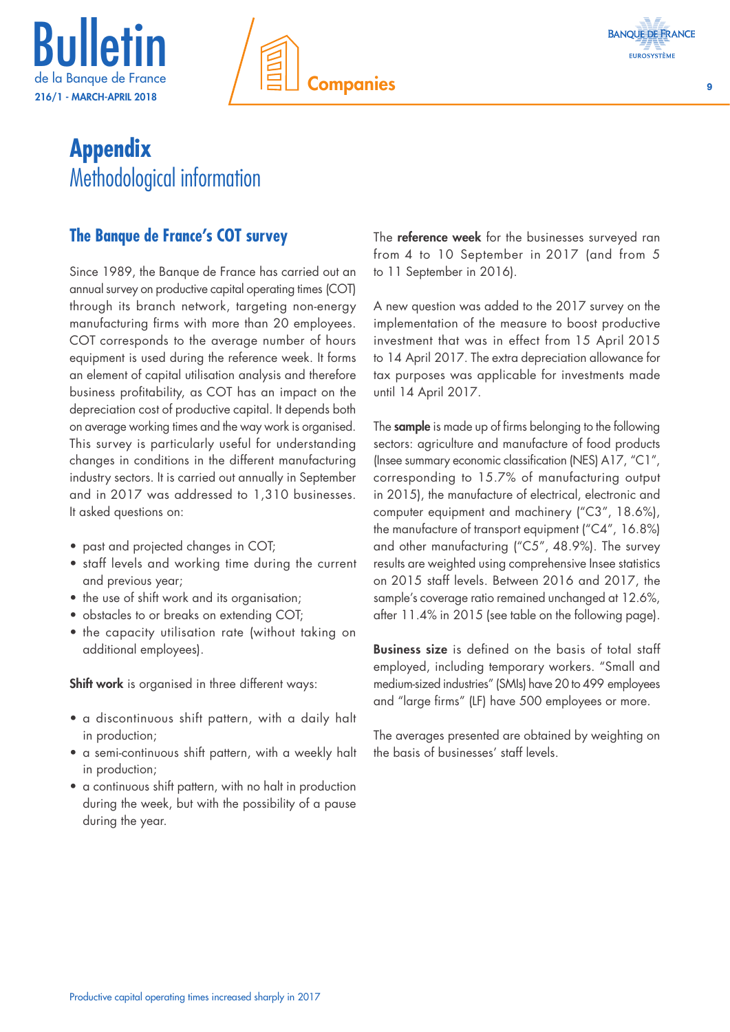# Appendix
## Methodological information

### The Banque de France's COT survey

Since 1989, the Banque de France has carried out an annual survey on productive capital operating times (COT) through its branch network, targeting non-energy manufacturing firms with more than 20 employees. COT corresponds to the average number of hours equipment is used during the reference week. It forms an element of capital utilisation analysis and therefore business profitability, as COT has an impact on the depreciation cost of productive capital. It depends both on average working times and the way work is organised. This survey is particularly useful for understanding changes in conditions in the different manufacturing industry sectors. It is carried out annually in September and in 2017 was addressed to 1,310 businesses. It asked questions on:

- past and projected changes in COT;
- staff levels and working time during the current and previous year;
- the use of shift work and its organisation;
- obstacles to or breaks on extending COT;
- the capacity utilisation rate (without taking on additional employees).

**Shift work** is organised in three different ways:

- a discontinuous shift pattern, with a daily halt in production;
- a semi-continuous shift pattern, with a weekly halt in production;
- a continuous shift pattern, with no halt in production during the week, but with the possibility of a pause during the year.

The **reference week** for the businesses surveyed ran from 4 to 10 September in 2017 (and from 5 to 11 September in 2016).

A new question was added to the 2017 survey on the implementation of the measure to boost productive investment that was in effect from 15 April 2015 to 14 April 2017. The extra depreciation allowance for tax purposes was applicable for investments made until 14 April 2017.

The **sample** is made up of firms belonging to the following sectors: agriculture and manufacture of food products (Insee summary economic classification (NES) A17, "C1", corresponding to 15.7% of manufacturing output in 2015), the manufacture of electrical, electronic and computer equipment and machinery ("C3", 18.6%), the manufacture of transport equipment ("C4", 16.8%) and other manufacturing ("C5", 48.9%). The survey results are weighted using comprehensive Insee statistics on 2015 staff levels. Between 2016 and 2017, the sample's coverage ratio remained unchanged at 12.6%, after 11.4% in 2015 (see table on the following page).

**Business size** is defined on the basis of total staff employed, including temporary workers. "Small and medium-sized industries" (SMIs) have 20 to 499 employees and "large firms" (LF) have 500 employees or more.

The averages presented are obtained by weighting on the basis of businesses' staff levels.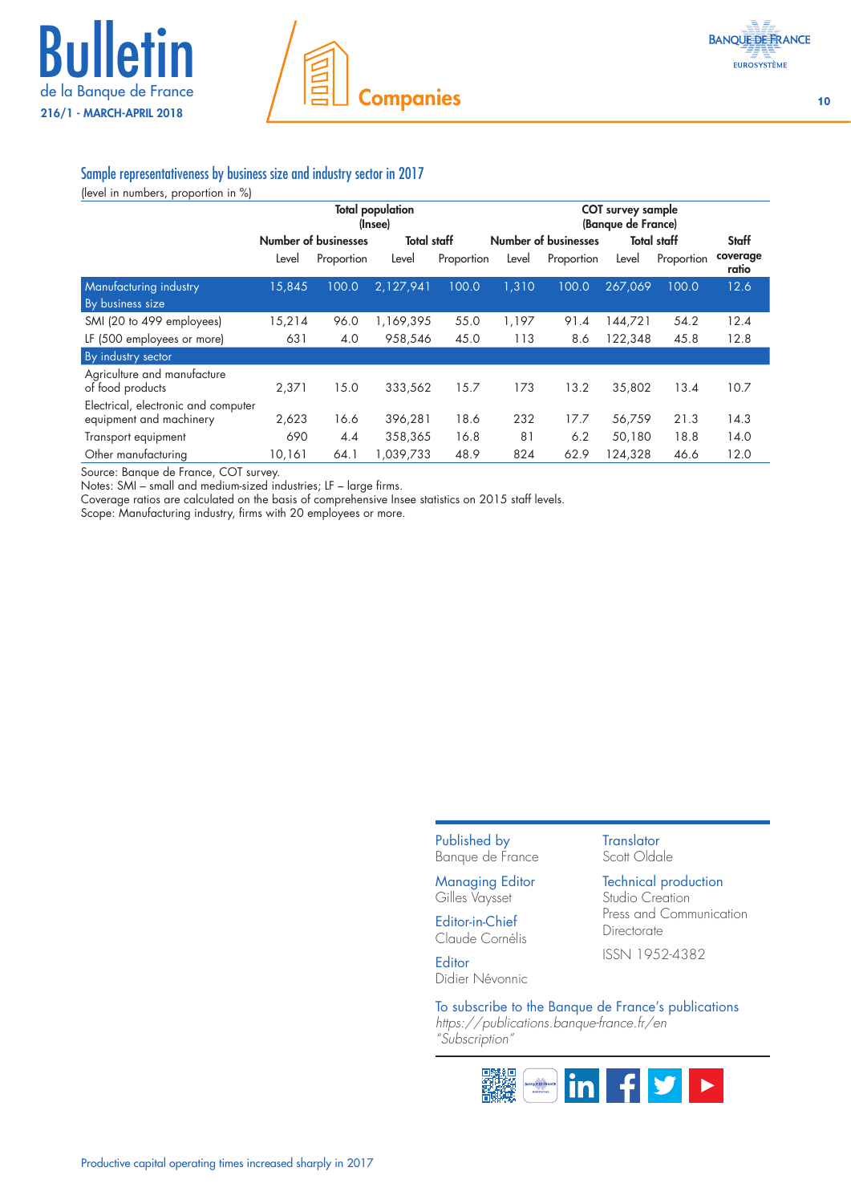## Sample representativeness by business size and industry sector in 2017

(level in numbers, proportion in %)

| | Total population (Insee) | | | | COT survey sample (Banque de France) | | | | |
|---|---|---|---|---|---|---|---|---|---|
| | Number of businesses | | Total staff | | Number of businesses | | Total staff | | Staff coverage ratio |
| | Level | Proportion | Level | Proportion | Level | Proportion | Level | Proportion | |
| Manufacturing industry | 15,845 | 100.0 | 2,127,941 | 100.0 | 1,310 | 100.0 | 267,069 | 100.0 | 12.6 |
| By business size | | | | | | | | | |
| SMI (20 to 499 employees) | 15,214 | 96.0 | 1,169,395 | 55.0 | 1,197 | 91.4 | 144,721 | 54.2 | 12.4 |
| LF (500 employees or more) | 631 | 4.0 | 958,546 | 45.0 | 113 | 8.6 | 122,348 | 45.8 | 12.8 |
| By industry sector | | | | | | | | | |
| Agriculture and manufacture of food products | 2,371 | 15.0 | 333,562 | 15.7 | 173 | 13.2 | 35,802 | 13.4 | 10.7 |
| Electrical, electronic and computer equipment and machinery | 2,623 | 16.6 | 396,281 | 18.6 | 232 | 17.7 | 56,759 | 21.3 | 14.3 |
| Transport equipment | 690 | 4.4 | 358,365 | 16.8 | 81 | 6.2 | 50,180 | 18.8 | 14.0 |
| Other manufacturing | 10,161 | 64.1 | 1,039,733 | 48.9 | 824 | 62.9 | 124,328 | 46.6 | 12.0 |

Source: Banque de France, COT survey.
Notes: SMI – small and medium-sized industries; LF – large firms.
Coverage ratios are calculated on the basis of comprehensive Insee statistics on 2015 staff levels.
Scope: Manufacturing industry, firms with 20 employees or more.

**Published by**
Banque de France

**Managing Editor**
Gilles Vaysset

**Editor-in-Chief**
Claude Cornélis

**Editor**
Didier Névonnic

**Translator**
Scott Oldale

**Technical production**
Studio Creation
Press and Communication Directorate

ISSN 1952-4382

**To subscribe to the Banque de France's publications**
*https://publications.banque-france.fr/en*
*"Subscription"*